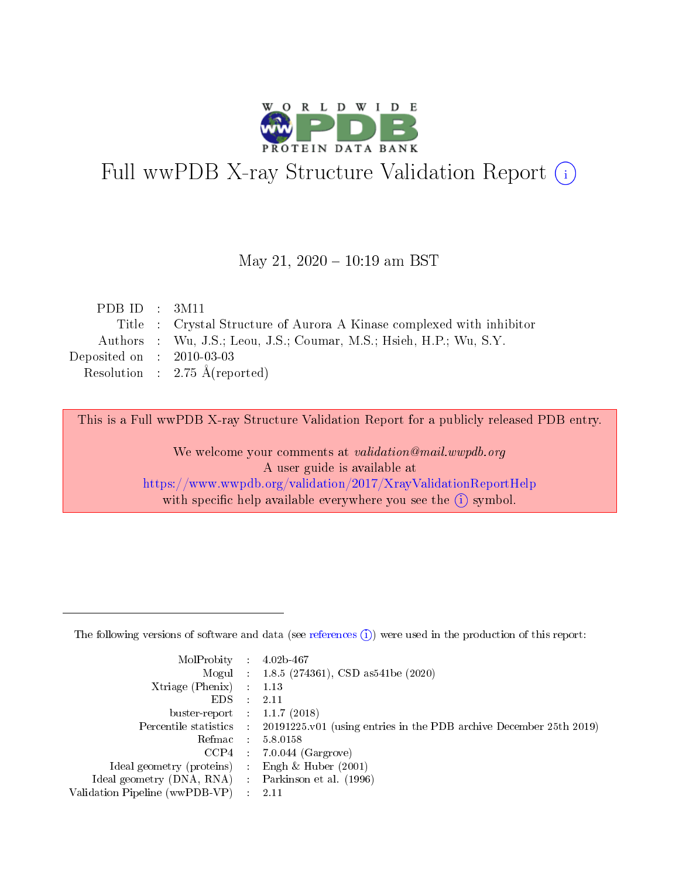# Full wwPDB X-ray Structure Validation Report (i)

May 21, 2020 – 10:19 am BST

| | | |
|---|---|---|
| PDB ID | : | 3M11 |
| Title | : | Crystal Structure of Aurora A Kinase complexed with inhibitor |
| Authors | : | Wu, J.S.; Leou, J.S.; Coumar, M.S.; Hsieh, H.P.; Wu, S.Y. |
| Deposited on | : | 2010-03-03 |
| Resolution | : | 2.75 Å(reported) |

This is a Full wwPDB X-ray Structure Validation Report for a publicly released PDB entry.

We welcome your comments at *validation@mail.wwpdb.org*
A user guide is available at
https://www.wwpdb.org/validation/2017/XrayValidationReportHelp
with specific help available everywhere you see the (i) symbol.

---

The following versions of software and data (see references (i)) were used in the production of this report:

| | | |
|---|---|---|
| MolProbity | : | 4.02b-467 |
| Mogul | : | 1.8.5 (274361), CSD as541be (2020) |
| Xtriage (Phenix) | : | 1.13 |
| EDS | : | 2.11 |
| buster-report | : | 1.1.7 (2018) |
| Percentile statistics | : | 20191225.v01 (using entries in the PDB archive December 25th 2019) |
| Refmac | : | 5.8.0158 |
| CCP4 | : | 7.0.044 (Gargrove) |
| Ideal geometry (proteins) | : | Engh & Huber (2001) |
| Ideal geometry (DNA, RNA) | : | Parkinson et al. (1996) |
| Validation Pipeline (wwPDB-VP) | : | 2.11 |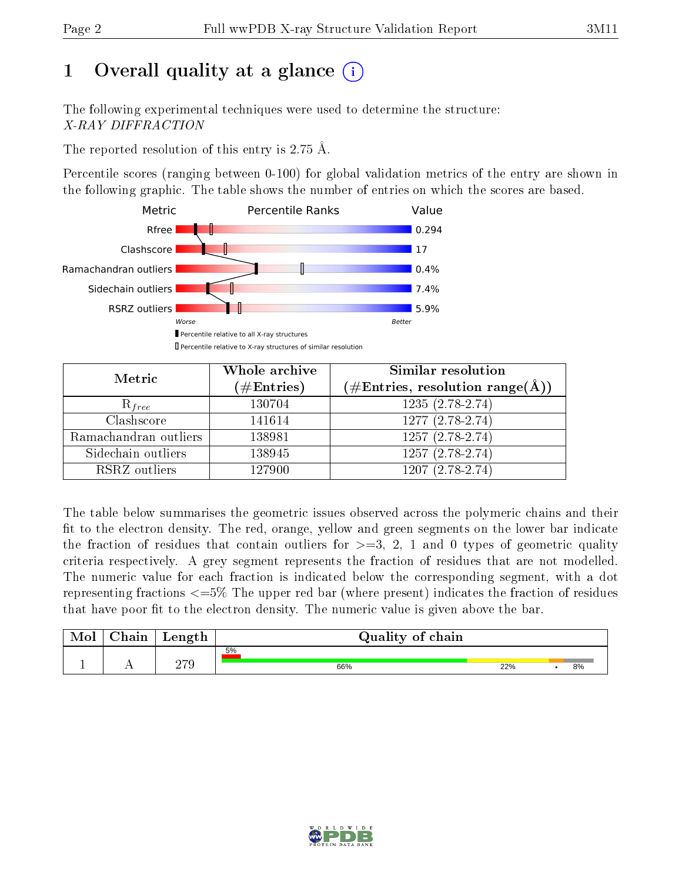# 1 Overall quality at a glance (i)

The following experimental techniques were used to determine the structure:
*X-RAY DIFFRACTION*

The reported resolution of this entry is 2.75 Å.

Percentile scores (ranging between 0-100) for global validation metrics of the entry are shown in the following graphic. The table shows the number of entries on which the scores are based.

| Metric | Value |
|---|---|
| Rfree | 0.294 |
| Clashscore | 17 |
| Ramachandran outliers | 0.4% |
| Sidechain outliers | 7.4% |
| RSRZ outliers | 5.9% |

Worse — Better

▮ Percentile relative to all X-ray structures
▯ Percentile relative to X-ray structures of similar resolution

| Metric | Whole archive (#Entries) | Similar resolution (#Entries, resolution range(Å)) |
|---|---|---|
| $R_{free}$ | 130704 | 1235 (2.78-2.74) |
| Clashscore | 141614 | 1277 (2.78-2.74) |
| Ramachandran outliers | 138981 | 1257 (2.78-2.74) |
| Sidechain outliers | 138945 | 1257 (2.78-2.74) |
| RSRZ outliers | 127900 | 1207 (2.78-2.74) |

The table below summarises the geometric issues observed across the polymeric chains and their fit to the electron density. The red, orange, yellow and green segments on the lower bar indicate the fraction of residues that contain outliers for >=3, 2, 1 and 0 types of geometric quality criteria respectively. A grey segment represents the fraction of residues that are not modelled. The numeric value for each fraction is indicated below the corresponding segment, with a dot representing fractions <=5% The upper red bar (where present) indicates the fraction of residues that have poor fit to the electron density. The numeric value is given above the bar.

| Mol | Chain | Length | Quality of chain |
|---|---|---|---|
| 1 | A | 279 | 5% (upper bar); 66%, 22%, •, 8% |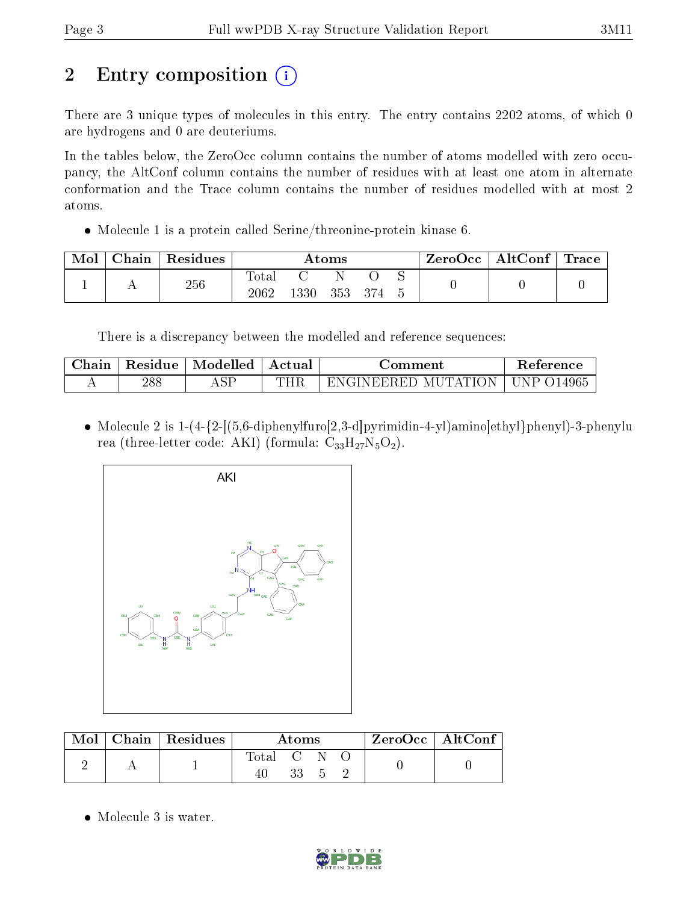# 2 Entry composition

There are 3 unique types of molecules in this entry. The entry contains 2202 atoms, of which 0 are hydrogens and 0 are deuteriums.

In the tables below, the ZeroOcc column contains the number of atoms modelled with zero occupancy, the AltConf column contains the number of residues with at least one atom in alternate conformation and the Trace column contains the number of residues modelled with at most 2 atoms.

- Molecule 1 is a protein called Serine/threonine-protein kinase 6.

| Mol | Chain | Residues | Atoms | | | | | ZeroOcc | AltConf | Trace |
|---|---|---|---|---|---|---|---|---|---|---|
| 1 | A | 256 | Total 2062 | C 1330 | N 353 | O 374 | S 5 | 0 | 0 | 0 |

There is a discrepancy between the modelled and reference sequences:

| Chain | Residue | Modelled | Actual | Comment | Reference |
|---|---|---|---|---|---|
| A | 288 | ASP | THR | ENGINEERED MUTATION | UNP O14965 |

- Molecule 2 is 1-(4-{2-[(5,6-diphenylfuro[2,3-d]pyrimidin-4-yl)amino]ethyl}phenyl)-3-phenylurea (three-letter code: AKI) (formula: $C_{33}H_{27}N_5O_2$).

| Mol | Chain | Residues | Atoms | | | | ZeroOcc | AltConf |
|---|---|---|---|---|---|---|---|---|
| 2 | A | 1 | Total 40 | C 33 | N 5 | O 2 | 0 | 0 |

- Molecule 3 is water.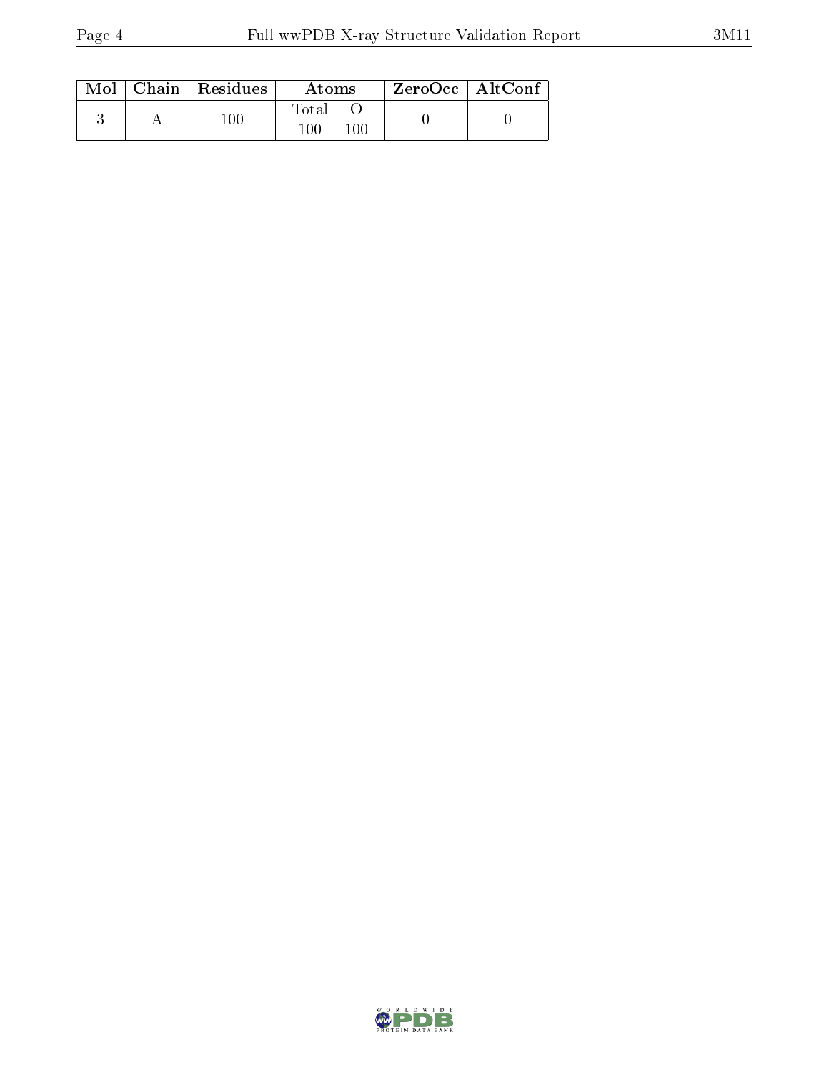| Mol | Chain | Residues | Atoms | | ZeroOcc | AltConf |
|---|---|---|---|---|---|---|
| | | | Total | O | | |
| 3 | A | 100 | 100 | 100 | 0 | 0 |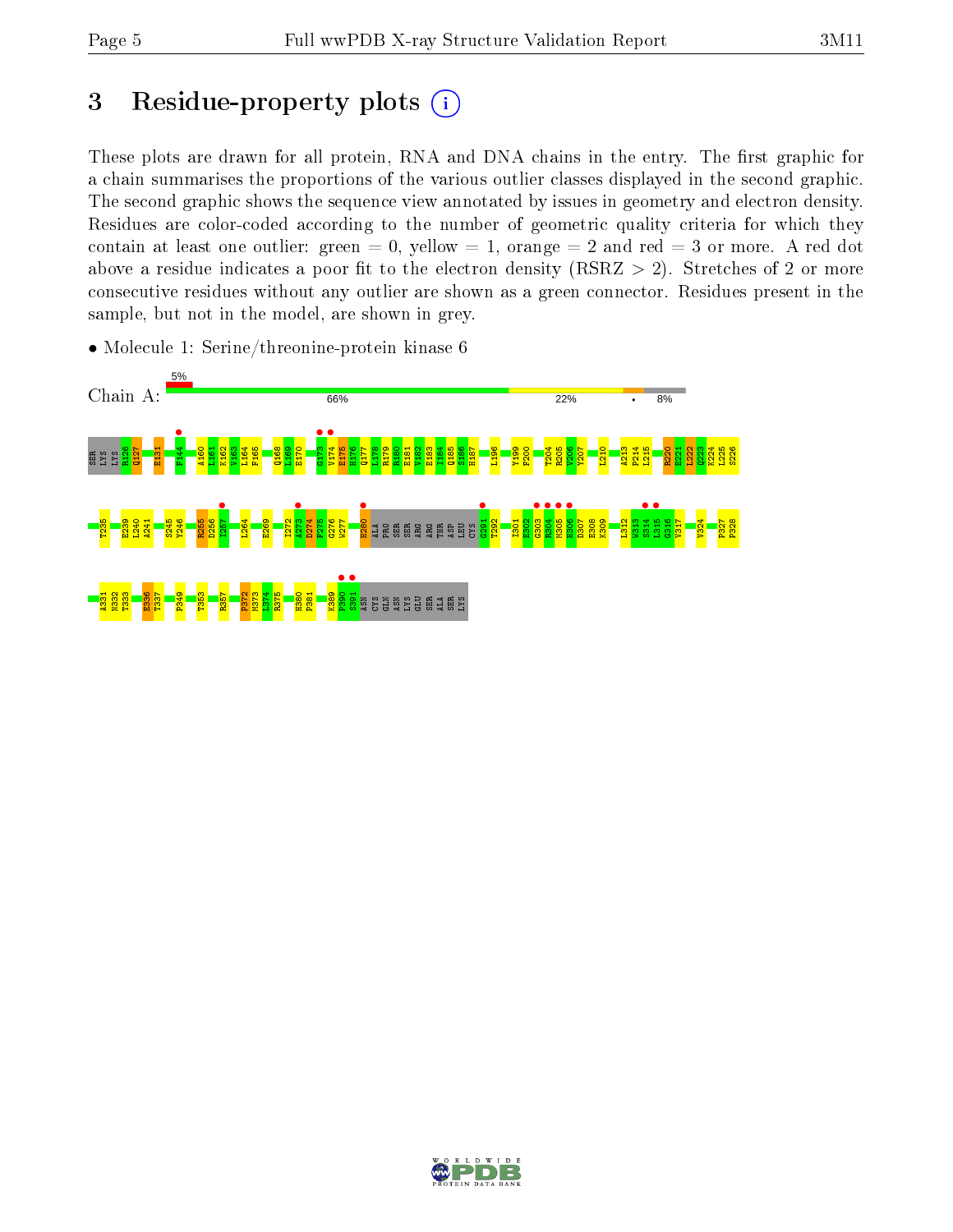# 3 Residue-property plots

These plots are drawn for all protein, RNA and DNA chains in the entry. The first graphic for a chain summarises the proportions of the various outlier classes displayed in the second graphic. The second graphic shows the sequence view annotated by issues in geometry and electron density. Residues are color-coded according to the number of geometric quality criteria for which they contain at least one outlier: green = 0, yellow = 1, orange = 2 and red = 3 or more. A red dot above a residue indicates a poor fit to the electron density (RSRZ > 2). Stretches of 2 or more consecutive residues without any outlier are shown as a green connector. Residues present in the sample, but not in the model, are shown in grey.

- Molecule 1: Serine/threonine-protein kinase 6

Chain A: 5% | 66% | 22% | • | 8%

SER LYS LYS R126 Q127 E131 F144 A160 L161 K162 V163 L164 F165 Q168 L169 E170 G173 V174 E175 H176 Q177 L178 R179 R180 E181 V182 E183 I184 Q185 S186 H187 L196 Y199 F200 T204 R205 V206 Y207 L210 A213 P214 L215 R220 E221 L222 Q223 K224 L225 S226

T235 R239 L240 A241 S245 Y246 R255 D256 I257 L264 E269 I272 A273 D274 F275 G276 W277 H280 ALA PRO SER SER ARG ARG THR ASP LEU CYS G291 T292 I301 E302 G303 R304 M305 H306 D307 E308 K309 L312 W313 S314 L315 G316 V317 V324 P327 P328

A331 N332 T333 E336 T337 P349 T353 R357 F372 M373 L374 R375 H380 P381 K389 P390 S391 ASN CYS GLN ASN LYS GLU SER ALA SER LYS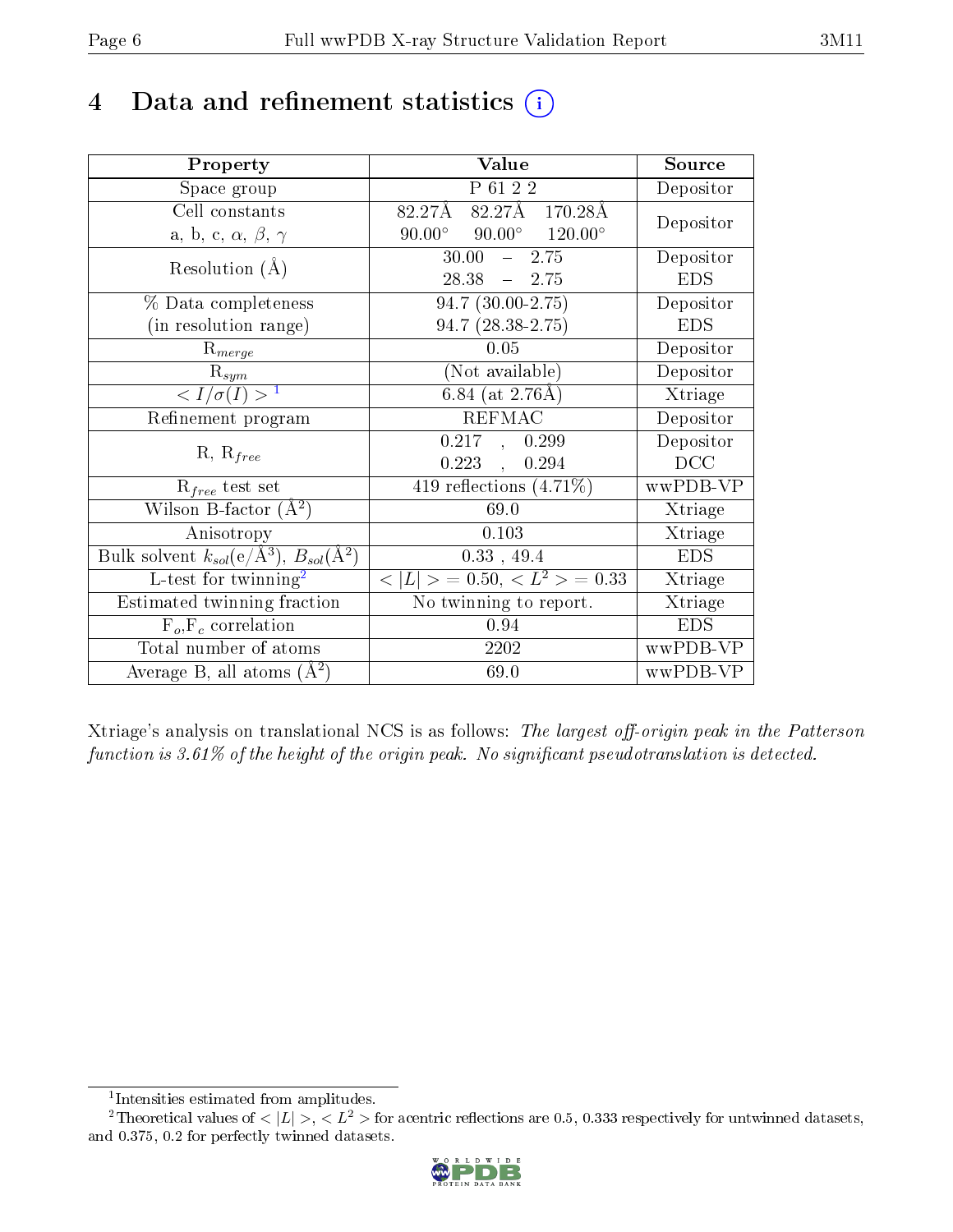# 4 Data and refinement statistics (i)

| Property | Value | Source |
|---|---|---|
| Space group | P 61 2 2 | Depositor |
| Cell constants<br>a, b, c, $\alpha$, $\beta$, $\gamma$ | 82.27Å 82.27Å 170.28Å<br>90.00° 90.00° 120.00° | Depositor |
| Resolution (Å) | 30.00 – 2.75<br>28.38 – 2.75 | Depositor<br>EDS |
| % Data completeness<br>(in resolution range) | 94.7 (30.00-2.75)<br>94.7 (28.38-2.75) | Depositor<br>EDS |
| $R_{merge}$ | 0.05 | Depositor |
| $R_{sym}$ | (Not available) | Depositor |
| $< I/\sigma(I) >$ [1] | 6.84 (at 2.76Å) | Xtriage |
| Refinement program | REFMAC | Depositor |
| R, $R_{free}$ | 0.217 , 0.299<br>0.223 , 0.294 | Depositor<br>DCC |
| $R_{free}$ test set | 419 reflections (4.71%) | wwPDB-VP |
| Wilson B-factor (Å$^2$) | 69.0 | Xtriage |
| Anisotropy | 0.103 | Xtriage |
| Bulk solvent $k_{sol}$(e/Å$^3$), $B_{sol}$(Å$^2$) | 0.33 , 49.4 | EDS |
| L-test for twinning[2] | $< \|L\| > = 0.50$, $< L^2 > = 0.33$ | Xtriage |
| Estimated twinning fraction | No twinning to report. | Xtriage |
| $F_o$,$F_c$ correlation | 0.94 | EDS |
| Total number of atoms | 2202 | wwPDB-VP |
| Average B, all atoms (Å$^2$) | 69.0 | wwPDB-VP |

Xtriage's analysis on translational NCS is as follows: *The largest off-origin peak in the Patterson function is 3.61% of the height of the origin peak. No significant pseudotranslation is detected.*

[1] Intensities estimated from amplitudes.

[2] Theoretical values of $< |L| >$, $< L^2 >$ for acentric reflections are 0.5, 0.333 respectively for untwinned datasets, and 0.375, 0.2 for perfectly twinned datasets.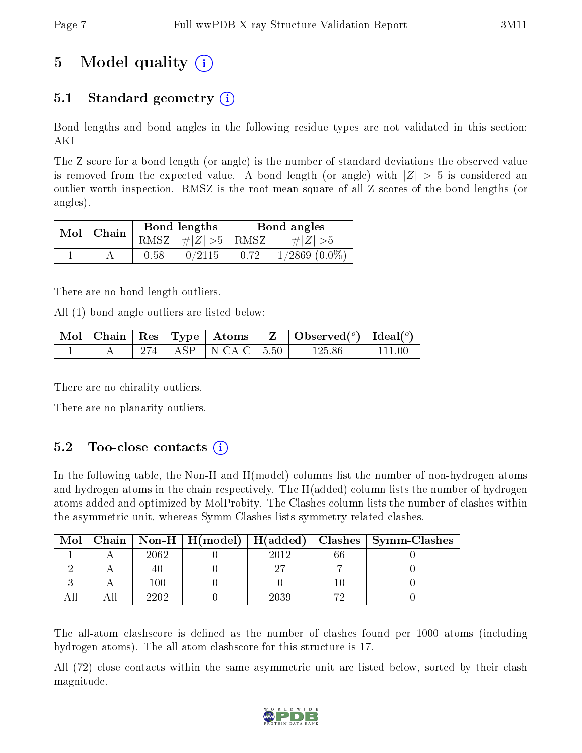# 5 Model quality (i)

## 5.1 Standard geometry (i)

Bond lengths and bond angles in the following residue types are not validated in this section: AKI

The Z score for a bond length (or angle) is the number of standard deviations the observed value is removed from the expected value. A bond length (or angle) with $|Z| > 5$ is considered an outlier worth inspection. RMSZ is the root-mean-square of all Z scores of the bond lengths (or angles).

| Mol | Chain | Bond lengths | | Bond angles | |
|---|---|---|---|---|---|
| | | RMSZ | $\#\|Z\| > 5$ | RMSZ | $\#\|Z\| > 5$ |
| 1 | A | 0.58 | 0/2115 | 0.72 | 1/2869 (0.0%) |

There are no bond length outliers.

All (1) bond angle outliers are listed below:

| Mol | Chain | Res | Type | Atoms | Z | Observed(°) | Ideal(°) |
|---|---|---|---|---|---|---|---|
| 1 | A | 274 | ASP | N-CA-C | 5.50 | 125.86 | 111.00 |

There are no chirality outliers.

There are no planarity outliers.

## 5.2 Too-close contacts (i)

In the following table, the Non-H and H(model) columns list the number of non-hydrogen atoms and hydrogen atoms in the chain respectively. The H(added) column lists the number of hydrogen atoms added and optimized by MolProbity. The Clashes column lists the number of clashes within the asymmetric unit, whereas Symm-Clashes lists symmetry related clashes.

| Mol | Chain | Non-H | H(model) | H(added) | Clashes | Symm-Clashes |
|---|---|---|---|---|---|---|
| 1 | A | 2062 | 0 | 2012 | 66 | 0 |
| 2 | A | 40 | 0 | 27 | 7 | 0 |
| 3 | A | 100 | 0 | 0 | 10 | 0 |
| All | All | 2202 | 0 | 2039 | 72 | 0 |

The all-atom clashscore is defined as the number of clashes found per 1000 atoms (including hydrogen atoms). The all-atom clashscore for this structure is 17.

All (72) close contacts within the same asymmetric unit are listed below, sorted by their clash magnitude.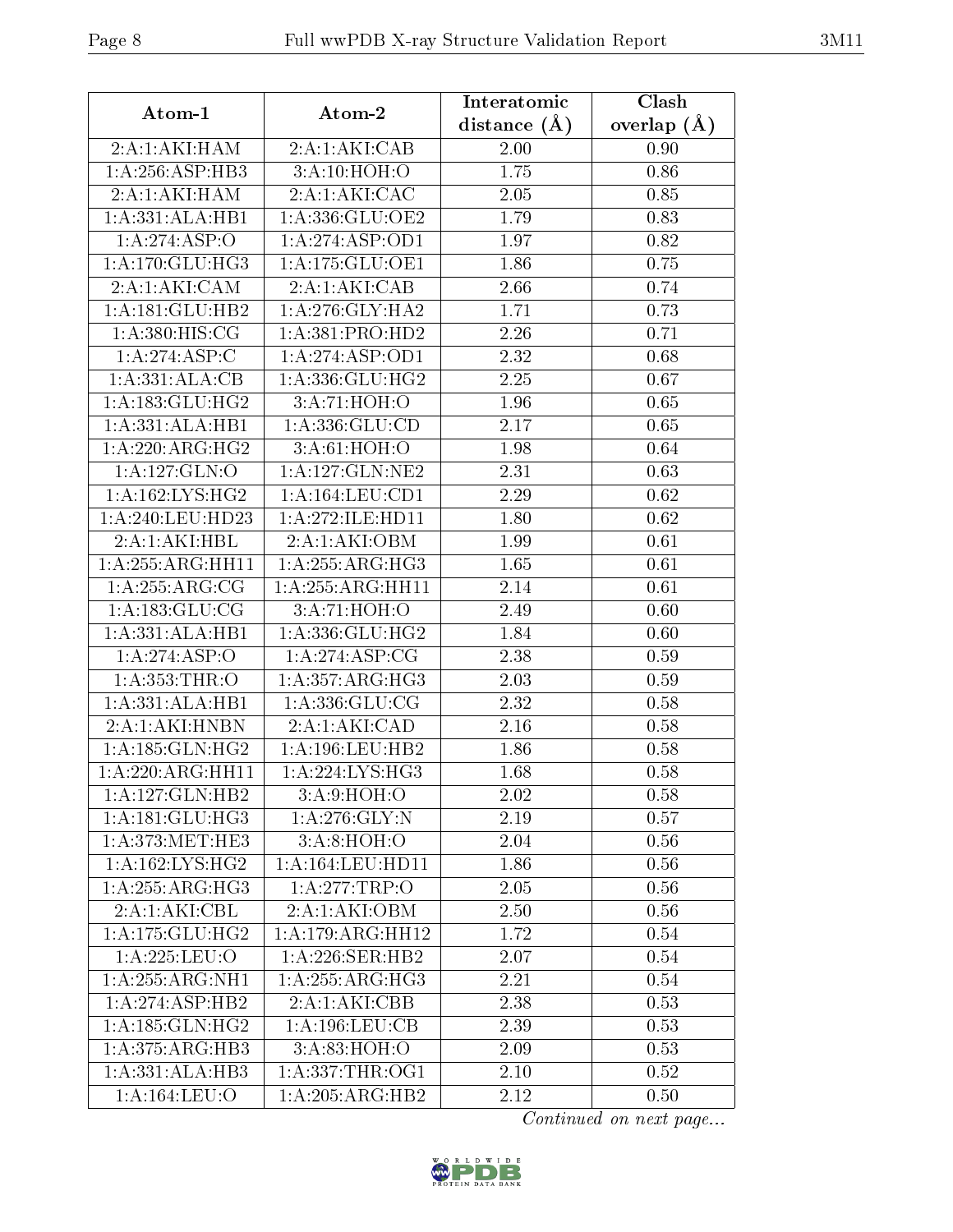| Atom-1 | Atom-2 | Interatomic distance (Å) | Clash overlap (Å) |
|---|---|---|---|
| 2:A:1:AKI:HAM | 2:A:1:AKI:CAB | 2.00 | 0.90 |
| 1:A:256:ASP:HB3 | 3:A:10:HOH:O | 1.75 | 0.86 |
| 2:A:1:AKI:HAM | 2:A:1:AKI:CAC | 2.05 | 0.85 |
| 1:A:331:ALA:HB1 | 1:A:336:GLU:OE2 | 1.79 | 0.83 |
| 1:A:274:ASP:O | 1:A:274:ASP:OD1 | 1.97 | 0.82 |
| 1:A:170:GLU:HG3 | 1:A:175:GLU:OE1 | 1.86 | 0.75 |
| 2:A:1:AKI:CAM | 2:A:1:AKI:CAB | 2.66 | 0.74 |
| 1:A:181:GLU:HB2 | 1:A:276:GLY:HA2 | 1.71 | 0.73 |
| 1:A:380:HIS:CG | 1:A:381:PRO:HD2 | 2.26 | 0.71 |
| 1:A:274:ASP:C | 1:A:274:ASP:OD1 | 2.32 | 0.68 |
| 1:A:331:ALA:CB | 1:A:336:GLU:HG2 | 2.25 | 0.67 |
| 1:A:183:GLU:HG2 | 3:A:71:HOH:O | 1.96 | 0.65 |
| 1:A:331:ALA:HB1 | 1:A:336:GLU:CD | 2.17 | 0.65 |
| 1:A:220:ARG:HG2 | 3:A:61:HOH:O | 1.98 | 0.64 |
| 1:A:127:GLN:O | 1:A:127:GLN:NE2 | 2.31 | 0.63 |
| 1:A:162:LYS:HG2 | 1:A:164:LEU:CD1 | 2.29 | 0.62 |
| 1:A:240:LEU:HD23 | 1:A:272:ILE:HD11 | 1.80 | 0.62 |
| 2:A:1:AKI:HBL | 2:A:1:AKI:OBM | 1.99 | 0.61 |
| 1:A:255:ARG:HH11 | 1:A:255:ARG:HG3 | 1.65 | 0.61 |
| 1:A:255:ARG:CG | 1:A:255:ARG:HH11 | 2.14 | 0.61 |
| 1:A:183:GLU:CG | 3:A:71:HOH:O | 2.49 | 0.60 |
| 1:A:331:ALA:HB1 | 1:A:336:GLU:HG2 | 1.84 | 0.60 |
| 1:A:274:ASP:O | 1:A:274:ASP:CG | 2.38 | 0.59 |
| 1:A:353:THR:O | 1:A:357:ARG:HG3 | 2.03 | 0.59 |
| 1:A:331:ALA:HB1 | 1:A:336:GLU:CG | 2.32 | 0.58 |
| 2:A:1:AKI:HNBN | 2:A:1:AKI:CAD | 2.16 | 0.58 |
| 1:A:185:GLN:HG2 | 1:A:196:LEU:HB2 | 1.86 | 0.58 |
| 1:A:220:ARG:HH11 | 1:A:224:LYS:HG3 | 1.68 | 0.58 |
| 1:A:127:GLN:HB2 | 3:A:9:HOH:O | 2.02 | 0.58 |
| 1:A:181:GLU:HG3 | 1:A:276:GLY:N | 2.19 | 0.57 |
| 1:A:373:MET:HE3 | 3:A:8:HOH:O | 2.04 | 0.56 |
| 1:A:162:LYS:HG2 | 1:A:164:LEU:HD11 | 1.86 | 0.56 |
| 1:A:255:ARG:HG3 | 1:A:277:TRP:O | 2.05 | 0.56 |
| 2:A:1:AKI:CBL | 2:A:1:AKI:OBM | 2.50 | 0.56 |
| 1:A:175:GLU:HG2 | 1:A:179:ARG:HH12 | 1.72 | 0.54 |
| 1:A:225:LEU:O | 1:A:226:SER:HB2 | 2.07 | 0.54 |
| 1:A:255:ARG:NH1 | 1:A:255:ARG:HG3 | 2.21 | 0.54 |
| 1:A:274:ASP:HB2 | 2:A:1:AKI:CBB | 2.38 | 0.53 |
| 1:A:185:GLN:HG2 | 1:A:196:LEU:CB | 2.39 | 0.53 |
| 1:A:375:ARG:HB3 | 3:A:83:HOH:O | 2.09 | 0.53 |
| 1:A:331:ALA:HB3 | 1:A:337:THR:OG1 | 2.10 | 0.52 |
| 1:A:164:LEU:O | 1:A:205:ARG:HB2 | 2.12 | 0.50 |

*Continued on next page...*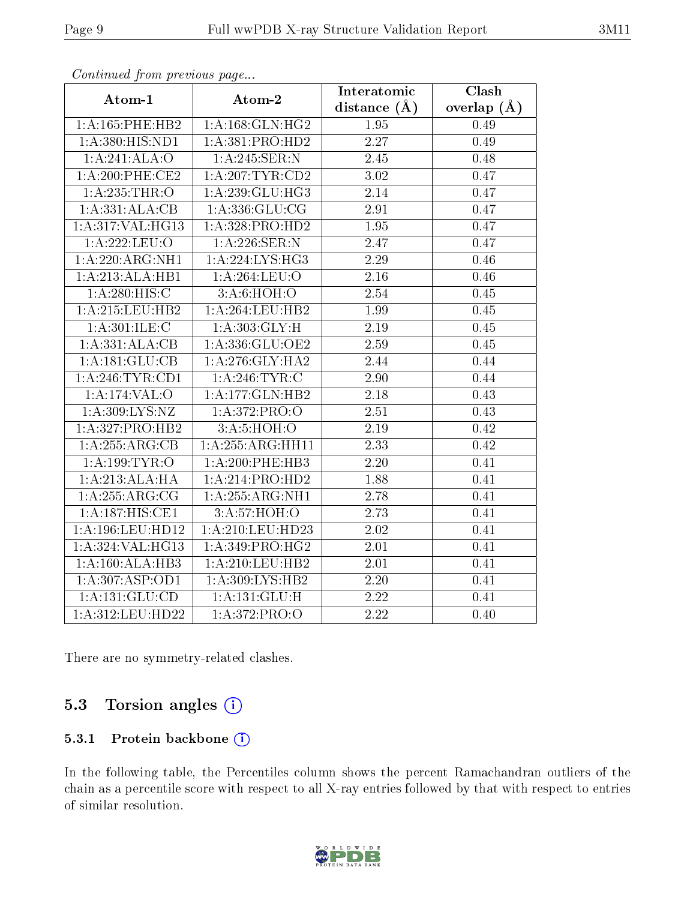*Continued from previous page...*

| Atom-1 | Atom-2 | Interatomic distance (Å) | Clash overlap (Å) |
|---|---|---|---|
| 1:A:165:PHE:HB2 | 1:A:168:GLN:HG2 | 1.95 | 0.49 |
| 1:A:380:HIS:ND1 | 1:A:381:PRO:HD2 | 2.27 | 0.49 |
| 1:A:241:ALA:O | 1:A:245:SER:N | 2.45 | 0.48 |
| 1:A:200:PHE:CE2 | 1:A:207:TYR:CD2 | 3.02 | 0.47 |
| 1:A:235:THR:O | 1:A:239:GLU:HG3 | 2.14 | 0.47 |
| 1:A:331:ALA:CB | 1:A:336:GLU:CG | 2.91 | 0.47 |
| 1:A:317:VAL:HG13 | 1:A:328:PRO:HD2 | 1.95 | 0.47 |
| 1:A:222:LEU:O | 1:A:226:SER:N | 2.47 | 0.47 |
| 1:A:220:ARG:NH1 | 1:A:224:LYS:HG3 | 2.29 | 0.46 |
| 1:A:213:ALA:HB1 | 1:A:264:LEU:O | 2.16 | 0.46 |
| 1:A:280:HIS:C | 3:A:6:HOH:O | 2.54 | 0.45 |
| 1:A:215:LEU:HB2 | 1:A:264:LEU:HB2 | 1.99 | 0.45 |
| 1:A:301:ILE:C | 1:A:303:GLY:H | 2.19 | 0.45 |
| 1:A:331:ALA:CB | 1:A:336:GLU:OE2 | 2.59 | 0.45 |
| 1:A:181:GLU:CB | 1:A:276:GLY:HA2 | 2.44 | 0.44 |
| 1:A:246:TYR:CD1 | 1:A:246:TYR:C | 2.90 | 0.44 |
| 1:A:174:VAL:O | 1:A:177:GLN:HB2 | 2.18 | 0.43 |
| 1:A:309:LYS:NZ | 1:A:372:PRO:O | 2.51 | 0.43 |
| 1:A:327:PRO:HB2 | 3:A:5:HOH:O | 2.19 | 0.42 |
| 1:A:255:ARG:CB | 1:A:255:ARG:HH11 | 2.33 | 0.42 |
| 1:A:199:TYR:O | 1:A:200:PHE:HB3 | 2.20 | 0.41 |
| 1:A:213:ALA:HA | 1:A:214:PRO:HD2 | 1.88 | 0.41 |
| 1:A:255:ARG:CG | 1:A:255:ARG:NH1 | 2.78 | 0.41 |
| 1:A:187:HIS:CE1 | 3:A:57:HOH:O | 2.73 | 0.41 |
| 1:A:196:LEU:HD12 | 1:A:210:LEU:HD23 | 2.02 | 0.41 |
| 1:A:324:VAL:HG13 | 1:A:349:PRO:HG2 | 2.01 | 0.41 |
| 1:A:160:ALA:HB3 | 1:A:210:LEU:HB2 | 2.01 | 0.41 |
| 1:A:307:ASP:OD1 | 1:A:309:LYS:HB2 | 2.20 | 0.41 |
| 1:A:131:GLU:CD | 1:A:131:GLU:H | 2.22 | 0.41 |
| 1:A:312:LEU:HD22 | 1:A:372:PRO:O | 2.22 | 0.40 |

There are no symmetry-related clashes.

## 5.3 Torsion angles

### 5.3.1 Protein backbone

In the following table, the Percentiles column shows the percent Ramachandran outliers of the chain as a percentile score with respect to all X-ray entries followed by that with respect to entries of similar resolution.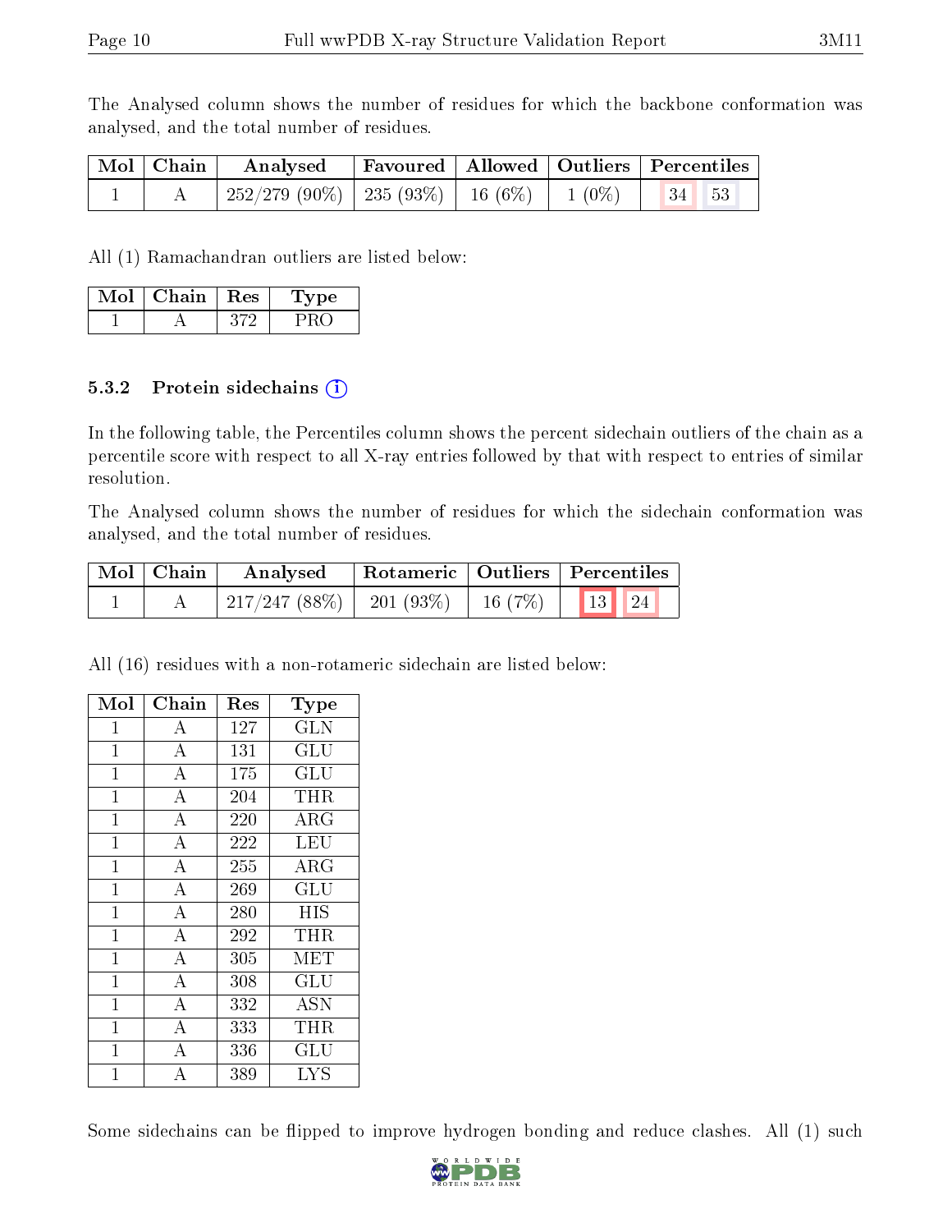The Analysed column shows the number of residues for which the backbone conformation was analysed, and the total number of residues.

| Mol | Chain | Analysed | Favoured | Allowed | Outliers | Percentiles | |
|---|---|---|---|---|---|---|---|
| 1 | A | 252/279 (90%) | 235 (93%) | 16 (6%) | 1 (0%) | 34 | 53 |

All (1) Ramachandran outliers are listed below:

| Mol | Chain | Res | Type |
|---|---|---|---|
| 1 | A | 372 | PRO |

### 5.3.2 Protein sidechains

In the following table, the Percentiles column shows the percent sidechain outliers of the chain as a percentile score with respect to all X-ray entries followed by that with respect to entries of similar resolution.

The Analysed column shows the number of residues for which the sidechain conformation was analysed, and the total number of residues.

| Mol | Chain | Analysed | Rotameric | Outliers | Percentiles | |
|---|---|---|---|---|---|---|
| 1 | A | 217/247 (88%) | 201 (93%) | 16 (7%) | 13 | 24 |

All (16) residues with a non-rotameric sidechain are listed below:

| Mol | Chain | Res | Type |
|---|---|---|---|
| 1 | A | 127 | GLN |
| 1 | A | 131 | GLU |
| 1 | A | 175 | GLU |
| 1 | A | 204 | THR |
| 1 | A | 220 | ARG |
| 1 | A | 222 | LEU |
| 1 | A | 255 | ARG |
| 1 | A | 269 | GLU |
| 1 | A | 280 | HIS |
| 1 | A | 292 | THR |
| 1 | A | 305 | MET |
| 1 | A | 308 | GLU |
| 1 | A | 332 | ASN |
| 1 | A | 333 | THR |
| 1 | A | 336 | GLU |
| 1 | A | 389 | LYS |

Some sidechains can be flipped to improve hydrogen bonding and reduce clashes. All (1) such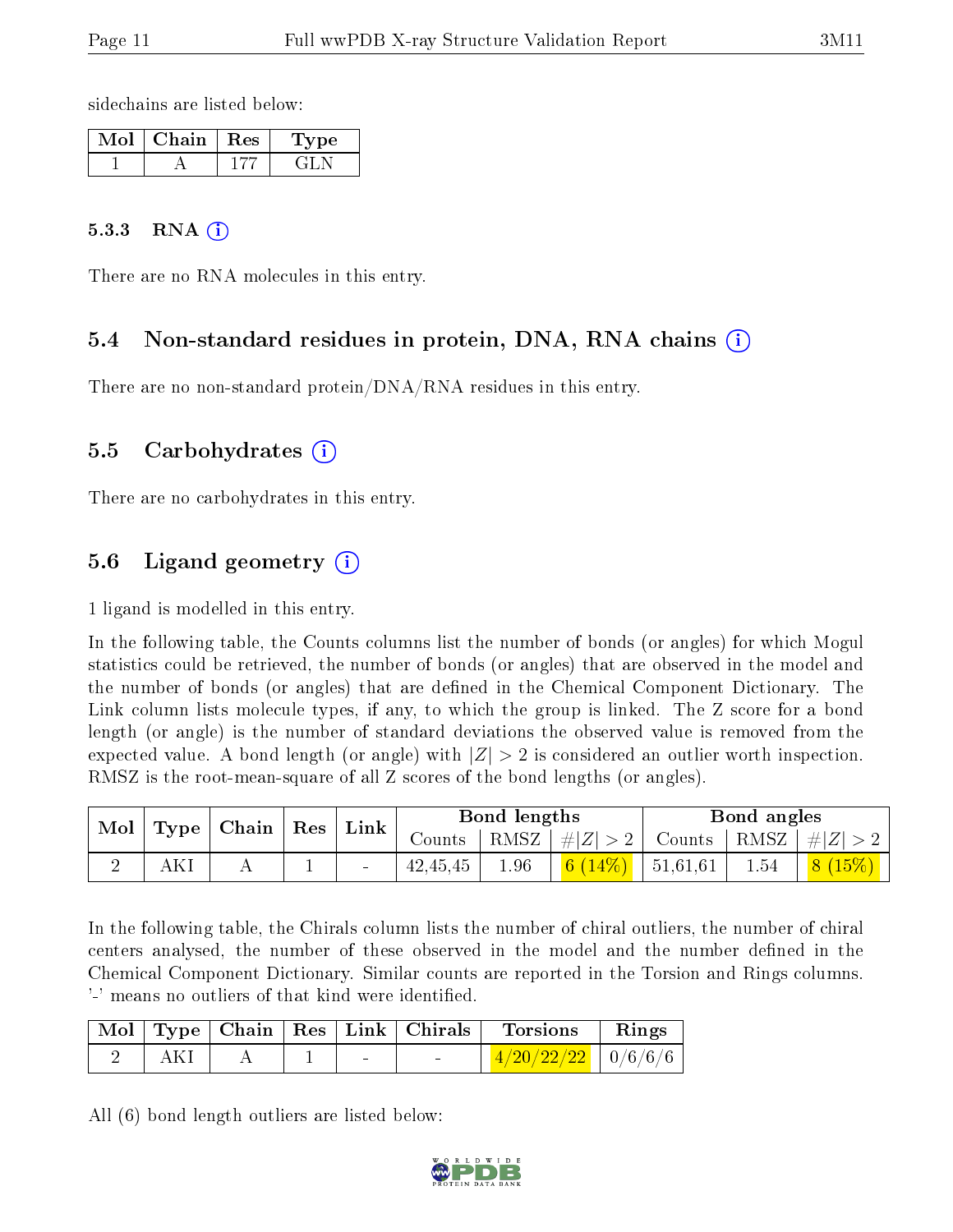sidechains are listed below:

| Mol | Chain | Res | Type |
|---|---|---|---|
| 1 | A | 177 | GLN |

#### 5.3.3 RNA (i)

There are no RNA molecules in this entry.

### 5.4 Non-standard residues in protein, DNA, RNA chains (i)

There are no non-standard protein/DNA/RNA residues in this entry.

### 5.5 Carbohydrates (i)

There are no carbohydrates in this entry.

### 5.6 Ligand geometry (i)

1 ligand is modelled in this entry.

In the following table, the Counts columns list the number of bonds (or angles) for which Mogul statistics could be retrieved, the number of bonds (or angles) that are observed in the model and the number of bonds (or angles) that are defined in the Chemical Component Dictionary. The Link column lists molecule types, if any, to which the group is linked. The Z score for a bond length (or angle) is the number of standard deviations the observed value is removed from the expected value. A bond length (or angle) with $|Z| > 2$ is considered an outlier worth inspection. RMSZ is the root-mean-square of all Z scores of the bond lengths (or angles).

| Mol | Type | Chain | Res | Link | Bond lengths | | | Bond angles | | |
|---|---|---|---|---|---|---|---|---|---|---|
| | | | | | Counts | RMSZ | $\#\|Z\| > 2$ | Counts | RMSZ | $\#\|Z\| > 2$ |
| 2 | AKI | A | 1 | - | 42,45,45 | 1.96 | 6 (14%) | 51,61,61 | 1.54 | 8 (15%) |

In the following table, the Chirals column lists the number of chiral outliers, the number of chiral centers analysed, the number of these observed in the model and the number defined in the Chemical Component Dictionary. Similar counts are reported in the Torsion and Rings columns. '-' means no outliers of that kind were identified.

| Mol | Type | Chain | Res | Link | Chirals | Torsions | Rings |
|---|---|---|---|---|---|---|---|
| 2 | AKI | A | 1 | - | - | 4/20/22/22 | 0/6/6/6 |

All (6) bond length outliers are listed below: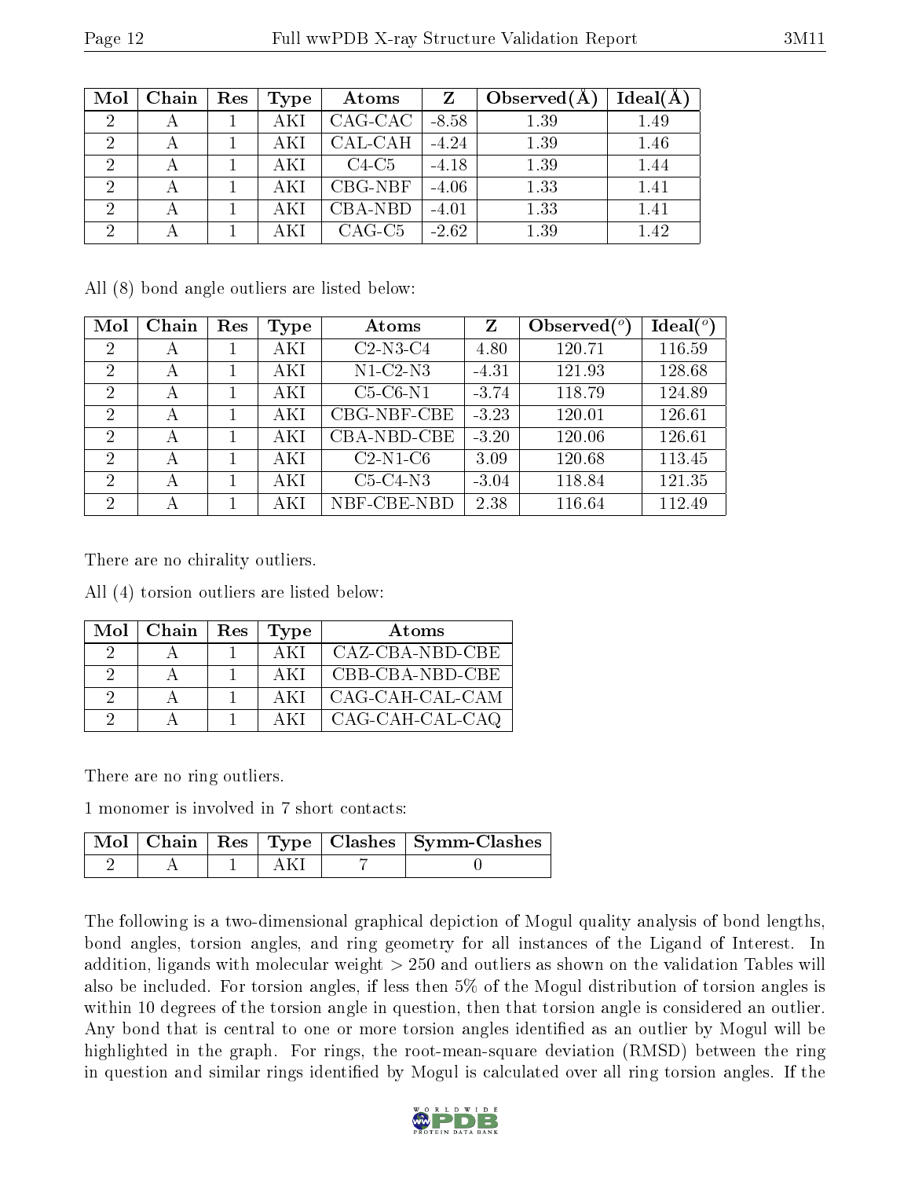| Mol | Chain | Res | Type | Atoms | Z | Observed(Å) | Ideal(Å) |
|---|---|---|---|---|---|---|---|
| 2 | A | 1 | AKI | CAG-CAC | -8.58 | 1.39 | 1.49 |
| 2 | A | 1 | AKI | CAL-CAH | -4.24 | 1.39 | 1.46 |
| 2 | A | 1 | AKI | C4-C5 | -4.18 | 1.39 | 1.44 |
| 2 | A | 1 | AKI | CBG-NBF | -4.06 | 1.33 | 1.41 |
| 2 | A | 1 | AKI | CBA-NBD | -4.01 | 1.33 | 1.41 |
| 2 | A | 1 | AKI | CAG-C5 | -2.62 | 1.39 | 1.42 |

All (8) bond angle outliers are listed below:

| Mol | Chain | Res | Type | Atoms | Z | Observed($^o$) | Ideal($^o$) |
|---|---|---|---|---|---|---|---|
| 2 | A | 1 | AKI | C2-N3-C4 | 4.80 | 120.71 | 116.59 |
| 2 | A | 1 | AKI | N1-C2-N3 | -4.31 | 121.93 | 128.68 |
| 2 | A | 1 | AKI | C5-C6-N1 | -3.74 | 118.79 | 124.89 |
| 2 | A | 1 | AKI | CBG-NBF-CBE | -3.23 | 120.01 | 126.61 |
| 2 | A | 1 | AKI | CBA-NBD-CBE | -3.20 | 120.06 | 126.61 |
| 2 | A | 1 | AKI | C2-N1-C6 | 3.09 | 120.68 | 113.45 |
| 2 | A | 1 | AKI | C5-C4-N3 | -3.04 | 118.84 | 121.35 |
| 2 | A | 1 | AKI | NBF-CBE-NBD | 2.38 | 116.64 | 112.49 |

There are no chirality outliers.

All (4) torsion outliers are listed below:

| Mol | Chain | Res | Type | Atoms |
|---|---|---|---|---|
| 2 | A | 1 | AKI | CAZ-CBA-NBD-CBE |
| 2 | A | 1 | AKI | CBB-CBA-NBD-CBE |
| 2 | A | 1 | AKI | CAG-CAH-CAL-CAM |
| 2 | A | 1 | AKI | CAG-CAH-CAL-CAQ |

There are no ring outliers.

1 monomer is involved in 7 short contacts:

| Mol | Chain | Res | Type | Clashes | Symm-Clashes |
|---|---|---|---|---|---|
| 2 | A | 1 | AKI | 7 | 0 |

The following is a two-dimensional graphical depiction of Mogul quality analysis of bond lengths, bond angles, torsion angles, and ring geometry for all instances of the Ligand of Interest. In addition, ligands with molecular weight > 250 and outliers as shown on the validation Tables will also be included. For torsion angles, if less then 5% of the Mogul distribution of torsion angles is within 10 degrees of the torsion angle in question, then that torsion angle is considered an outlier. Any bond that is central to one or more torsion angles identified as an outlier by Mogul will be highlighted in the graph. For rings, the root-mean-square deviation (RMSD) between the ring in question and similar rings identified by Mogul is calculated over all ring torsion angles. If the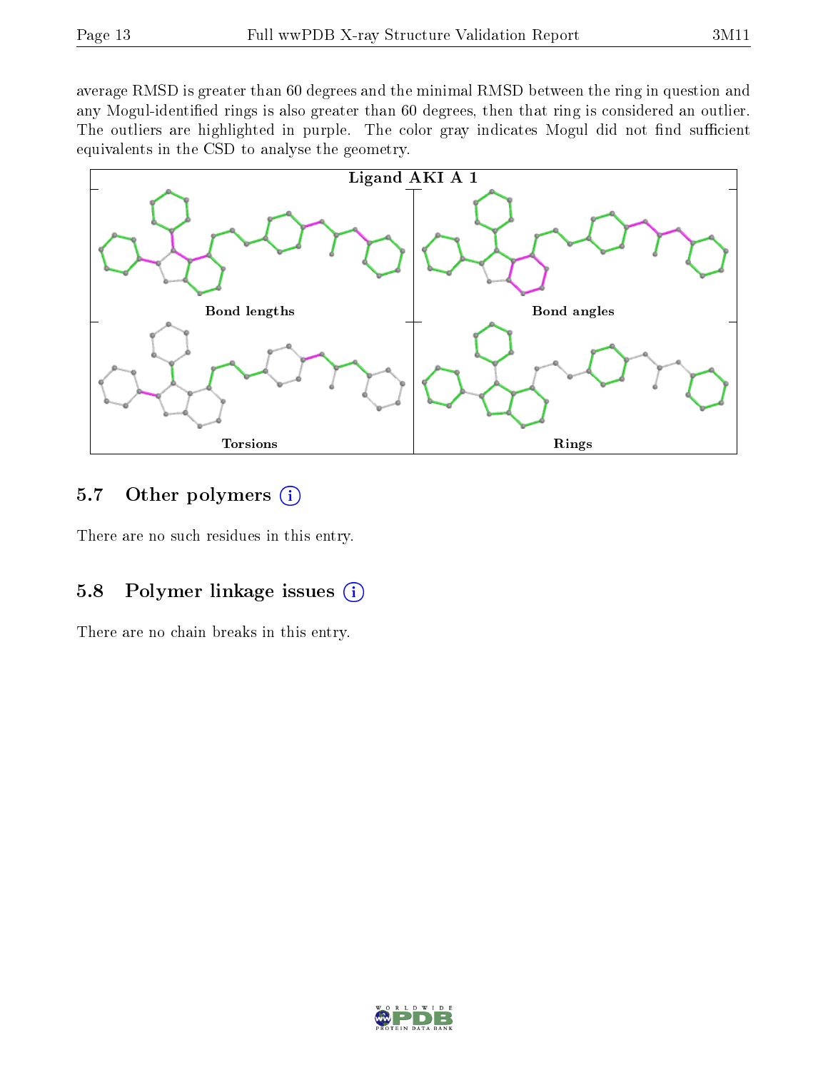average RMSD is greater than 60 degrees and the minimal RMSD between the ring in question and any Mogul-identified rings is also greater than 60 degrees, then that ring is considered an outlier. The outliers are highlighted in purple. The color gray indicates Mogul did not find sufficient equivalents in the CSD to analyse the geometry.

Ligand AKI A 1

Bond lengths

Bond angles

Torsions

Rings

### 5.7 Other polymers (i)

There are no such residues in this entry.

### 5.8 Polymer linkage issues (i)

There are no chain breaks in this entry.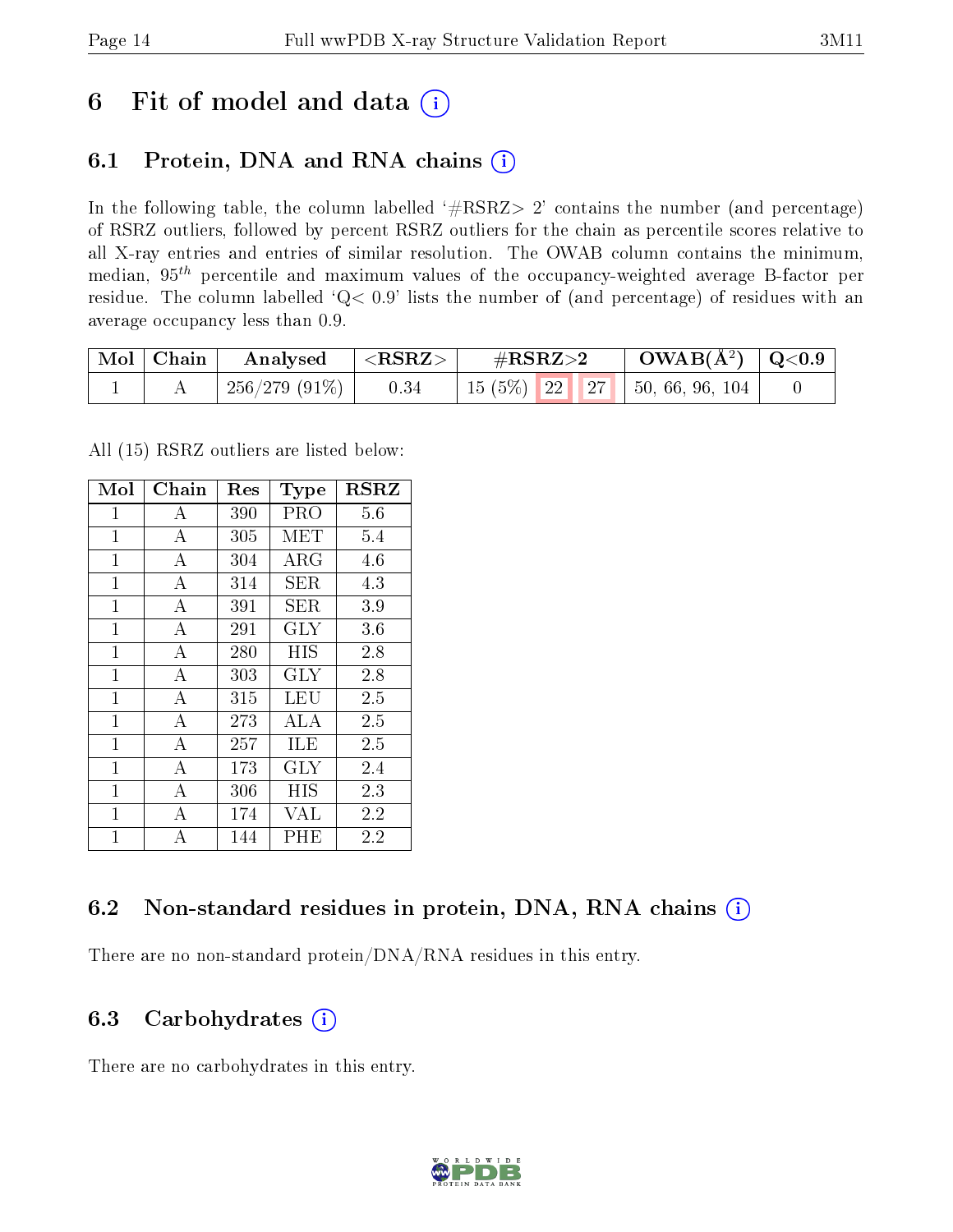# 6 Fit of model and data

## 6.1 Protein, DNA and RNA chains

In the following table, the column labelled '#RSRZ> 2' contains the number (and percentage) of RSRZ outliers, followed by percent RSRZ outliers for the chain as percentile scores relative to all X-ray entries and entries of similar resolution. The OWAB column contains the minimum, median, $95^{th}$ percentile and maximum values of the occupancy-weighted average B-factor per residue. The column labelled 'Q< 0.9' lists the number of (and percentage) of residues with an average occupancy less than 0.9.

| Mol | Chain | Analysed | <RSRZ> | #RSRZ>2 | | | OWAB(Å$^2$) | Q<0.9 |
|---|---|---|---|---|---|---|---|---|
| 1 | A | 256/279 (91%) | 0.34 | 15 (5%) | 22 | 27 | 50, 66, 96, 104 | 0 |

All (15) RSRZ outliers are listed below:

| Mol | Chain | Res | Type | RSRZ |
|---|---|---|---|---|
| 1 | A | 390 | PRO | 5.6 |
| 1 | A | 305 | MET | 5.4 |
| 1 | A | 304 | ARG | 4.6 |
| 1 | A | 314 | SER | 4.3 |
| 1 | A | 391 | SER | 3.9 |
| 1 | A | 291 | GLY | 3.6 |
| 1 | A | 280 | HIS | 2.8 |
| 1 | A | 303 | GLY | 2.8 |
| 1 | A | 315 | LEU | 2.5 |
| 1 | A | 273 | ALA | 2.5 |
| 1 | A | 257 | ILE | 2.5 |
| 1 | A | 173 | GLY | 2.4 |
| 1 | A | 306 | HIS | 2.3 |
| 1 | A | 174 | VAL | 2.2 |
| 1 | A | 144 | PHE | 2.2 |

## 6.2 Non-standard residues in protein, DNA, RNA chains

There are no non-standard protein/DNA/RNA residues in this entry.

## 6.3 Carbohydrates

There are no carbohydrates in this entry.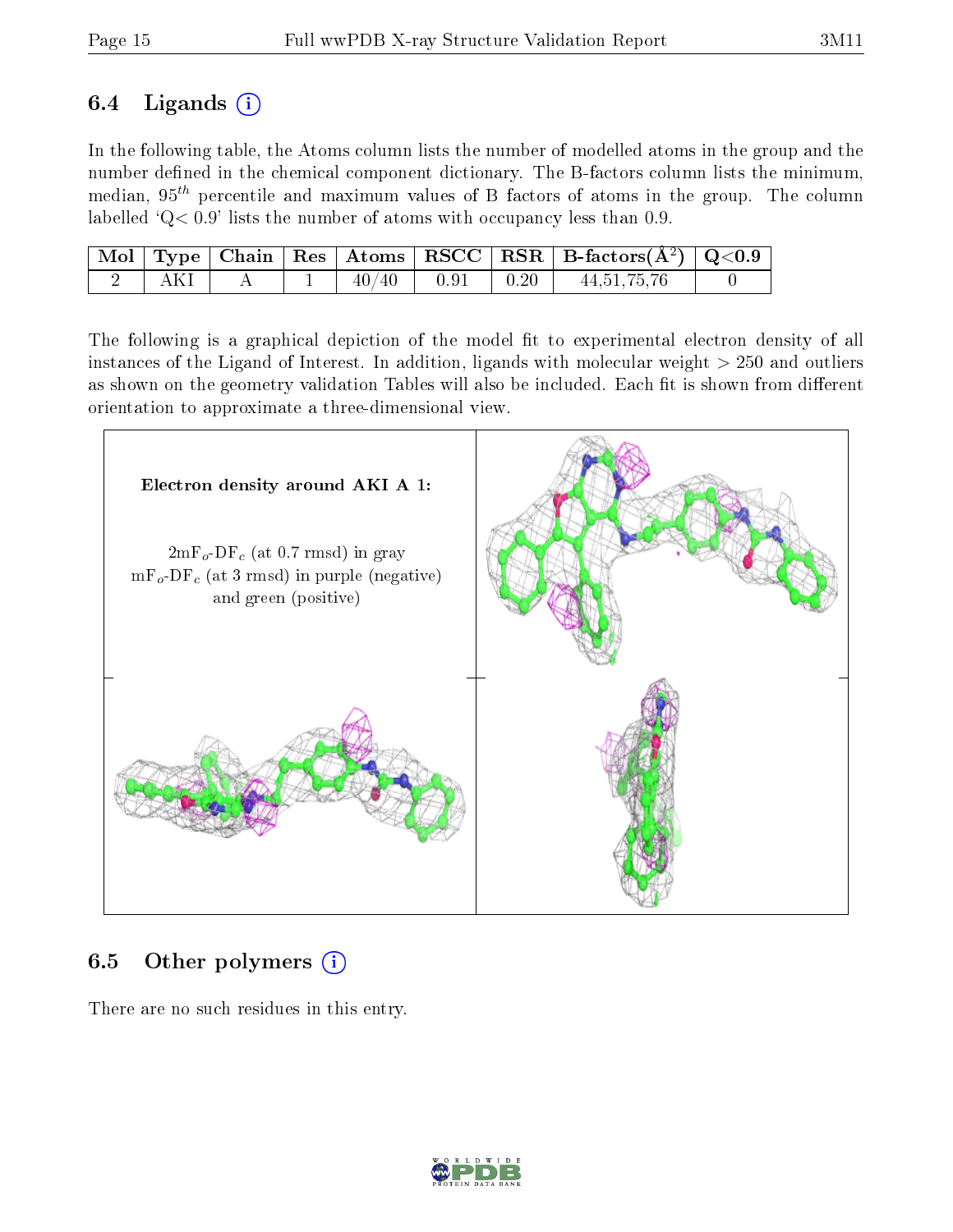## 6.4 Ligands (i)

In the following table, the Atoms column lists the number of modelled atoms in the group and the number defined in the chemical component dictionary. The B-factors column lists the minimum, median, $95^{th}$ percentile and maximum values of B factors of atoms in the group. The column labelled 'Q< 0.9' lists the number of atoms with occupancy less than 0.9.

| Mol | Type | Chain | Res | Atoms | RSCC | RSR | B-factors($\AA^2$) | Q<0.9 |
|---|---|---|---|---|---|---|---|---|
| 2 | AKI | A | 1 | 40/40 | 0.91 | 0.20 | 44,51,75,76 | 0 |

The following is a graphical depiction of the model fit to experimental electron density of all instances of the Ligand of Interest. In addition, ligands with molecular weight > 250 and outliers as shown on the geometry validation Tables will also be included. Each fit is shown from different orientation to approximate a three-dimensional view.

**Electron density around AKI A 1:**

$2mF_o$-$DF_c$ (at 0.7 rmsd) in gray
$mF_o$-$DF_c$ (at 3 rmsd) in purple (negative) and green (positive)

## 6.5 Other polymers (i)

There are no such residues in this entry.